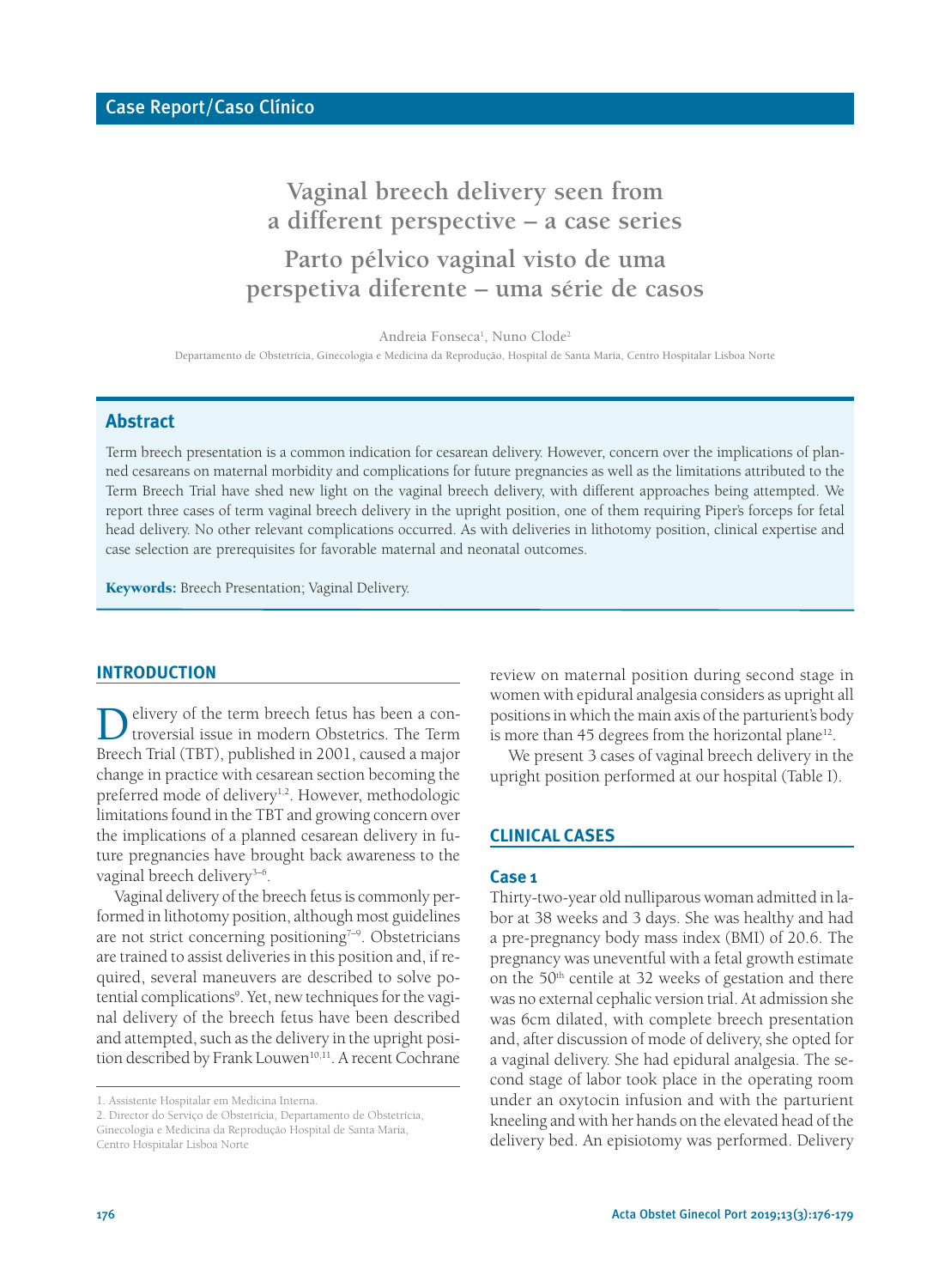Case Report/Caso Clínico

# Vaginal breech delivery seen from a different perspective – a case series

# Parto pélvico vaginal visto de uma perspetiva diferente – uma série de casos

Andreia Fonseca[1], Nuno Clode[2]

Departamento de Obstetrícia, Ginecologia e Medicina da Reprodução, Hospital de Santa Maria, Centro Hospitalar Lisboa Norte

## Abstract

Term breech presentation is a common indication for cesarean delivery. However, concern over the implications of planned cesareans on maternal morbidity and complications for future pregnancies as well as the limitations attributed to the Term Breech Trial have shed new light on the vaginal breech delivery, with different approaches being attempted. We report three cases of term vaginal breech delivery in the upright position, one of them requiring Piper's forceps for fetal head delivery. No other relevant complications occurred. As with deliveries in lithotomy position, clinical expertise and case selection are prerequisites for favorable maternal and neonatal outcomes.

**Keywords:** Breech Presentation; Vaginal Delivery.

## INTRODUCTION

Delivery of the term breech fetus has been a controversial issue in modern Obstetrics. The Term Breech Trial (TBT), published in 2001, caused a major change in practice with cesarean section becoming the preferred mode of delivery[1,2]. However, methodologic limitations found in the TBT and growing concern over the implications of a planned cesarean delivery in future pregnancies have brought back awareness to the vaginal breech delivery[3–6].

Vaginal delivery of the breech fetus is commonly performed in lithotomy position, although most guidelines are not strict concerning positioning[7–9]. Obstetricians are trained to assist deliveries in this position and, if required, several maneuvers are described to solve potential complications[9]. Yet, new techniques for the vaginal delivery of the breech fetus have been described and attempted, such as the delivery in the upright position described by Frank Louwen[10,11]. A recent Cochrane review on maternal position during second stage in women with epidural analgesia considers as upright all positions in which the main axis of the parturient's body is more than 45 degrees from the horizontal plane[12].

We present 3 cases of vaginal breech delivery in the upright position performed at our hospital (Table I).

## CLINICAL CASES

### Case 1

Thirty-two-year old nulliparous woman admitted in labor at 38 weeks and 3 days. She was healthy and had a pre-pregnancy body mass index (BMI) of 20.6. The pregnancy was uneventful with a fetal growth estimate on the 50[th] centile at 32 weeks of gestation and there was no external cephalic version trial. At admission she was 6cm dilated, with complete breech presentation and, after discussion of mode of delivery, she opted for a vaginal delivery. She had epidural analgesia. The second stage of labor took place in the operating room under an oxytocin infusion and with the parturient kneeling and with her hands on the elevated head of the delivery bed. An episiotomy was performed. Delivery

1. Assistente Hospitalar em Medicina Interna.
2. Director do Serviço de Obstetrícia, Departamento de Obstetrícia, Ginecologia e Medicina da Reprodução Hospital de Santa Maria, Centro Hospitalar Lisboa Norte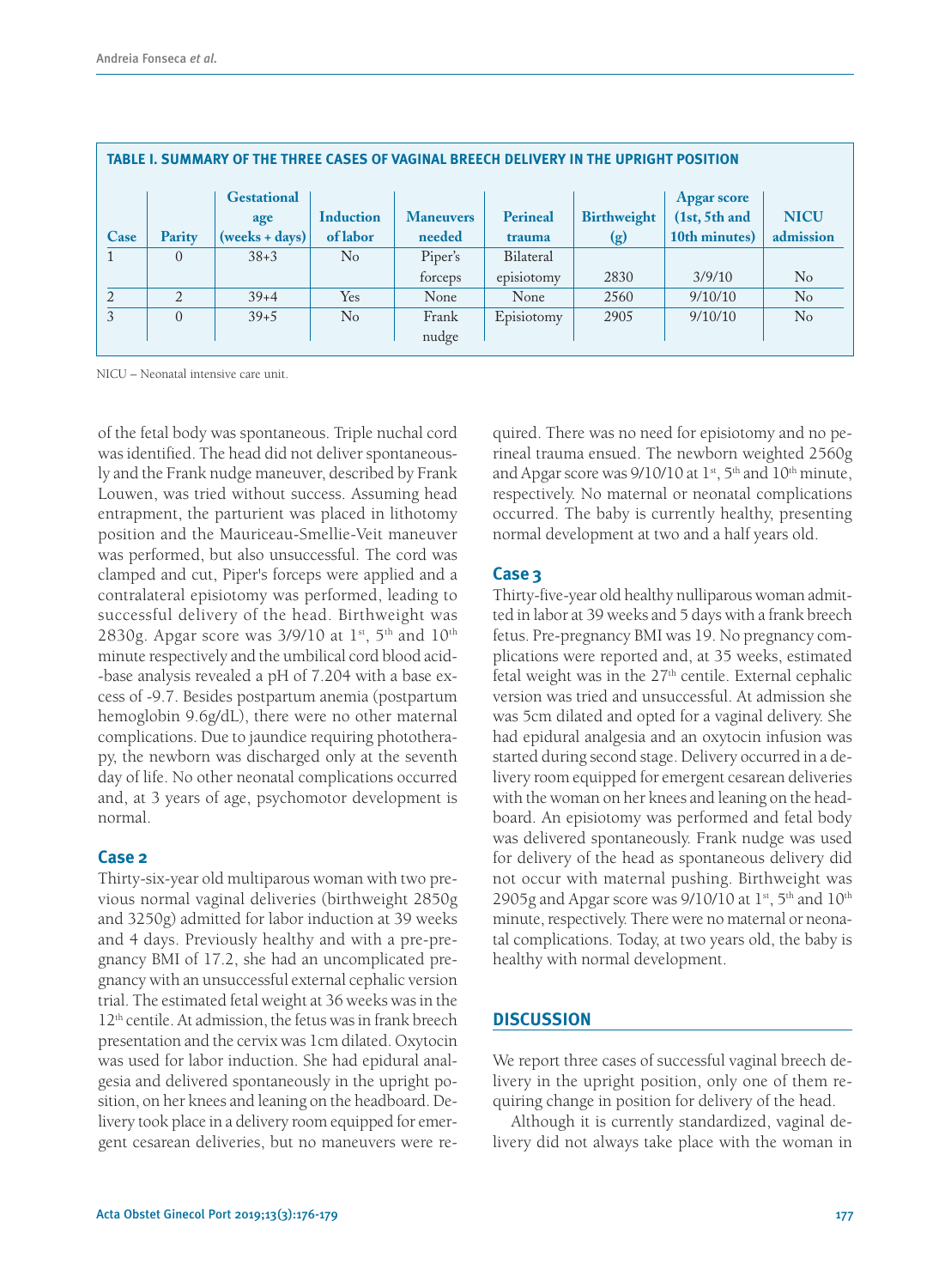**TABLE I. SUMMARY OF THE THREE CASES OF VAGINAL BREECH DELIVERY IN THE UPRIGHT POSITION**

| Case | Parity | Gestational age (weeks + days) | Induction of labor | Maneuvers needed | Perineal trauma | Birthweight (g) | Apgar score (1st, 5th and 10th minutes) | NICU admission |
|---|---|---|---|---|---|---|---|---|
| 1 | 0 | 38+3 | No | Piper's forceps | Bilateral episiotomy | 2830 | 3/9/10 | No |
| 2 | 2 | 39+4 | Yes | None | None | 2560 | 9/10/10 | No |
| 3 | 0 | 39+5 | No | Frank nudge | Episiotomy | 2905 | 9/10/10 | No |

NICU – Neonatal intensive care unit.

of the fetal body was spontaneous. Triple nuchal cord was identified. The head did not deliver spontaneously and the Frank nudge maneuver, described by Frank Louwen, was tried without success. Assuming head entrapment, the parturient was placed in lithotomy position and the Mauriceau-Smellie-Veit maneuver was performed, but also unsuccessful. The cord was clamped and cut, Piper's forceps were applied and a contralateral episiotomy was performed, leading to successful delivery of the head. Birthweight was 2830g. Apgar score was 3/9/10 at 1st, 5th and 10th minute respectively and the umbilical cord blood acid-base analysis revealed a pH of 7.204 with a base excess of -9.7. Besides postpartum anemia (postpartum hemoglobin 9.6g/dL), there were no other maternal complications. Due to jaundice requiring phototherapy, the newborn was discharged only at the seventh day of life. No other neonatal complications occurred and, at 3 years of age, psychomotor development is normal.

### Case 2

Thirty-six-year old multiparous woman with two previous normal vaginal deliveries (birthweight 2850g and 3250g) admitted for labor induction at 39 weeks and 4 days. Previously healthy and with a pre-pregnancy BMI of 17.2, she had an uncomplicated pregnancy with an unsuccessful external cephalic version trial. The estimated fetal weight at 36 weeks was in the 12th centile. At admission, the fetus was in frank breech presentation and the cervix was 1cm dilated. Oxytocin was used for labor induction. She had epidural analgesia and delivered spontaneously in the upright position, on her knees and leaning on the headboard. Delivery took place in a delivery room equipped for emergent cesarean deliveries, but no maneuvers were required. There was no need for episiotomy and no perineal trauma ensued. The newborn weighted 2560g and Apgar score was 9/10/10 at 1st, 5th and 10th minute, respectively. No maternal or neonatal complications occurred. The baby is currently healthy, presenting normal development at two and a half years old.

### Case 3

Thirty-five-year old healthy nulliparous woman admitted in labor at 39 weeks and 5 days with a frank breech fetus. Pre-pregnancy BMI was 19. No pregnancy complications were reported and, at 35 weeks, estimated fetal weight was in the 27th centile. External cephalic version was tried and unsuccessful. At admission she was 5cm dilated and opted for a vaginal delivery. She had epidural analgesia and an oxytocin infusion was started during second stage. Delivery occurred in a delivery room equipped for emergent cesarean deliveries with the woman on her knees and leaning on the headboard. An episiotomy was performed and fetal body was delivered spontaneously. Frank nudge was used for delivery of the head as spontaneous delivery did not occur with maternal pushing. Birthweight was 2905g and Apgar score was 9/10/10 at 1st, 5th and 10th minute, respectively. There were no maternal or neonatal complications. Today, at two years old, the baby is healthy with normal development.

## DISCUSSION

We report three cases of successful vaginal breech delivery in the upright position, only one of them requiring change in position for delivery of the head.

Although it is currently standardized, vaginal delivery did not always take place with the woman in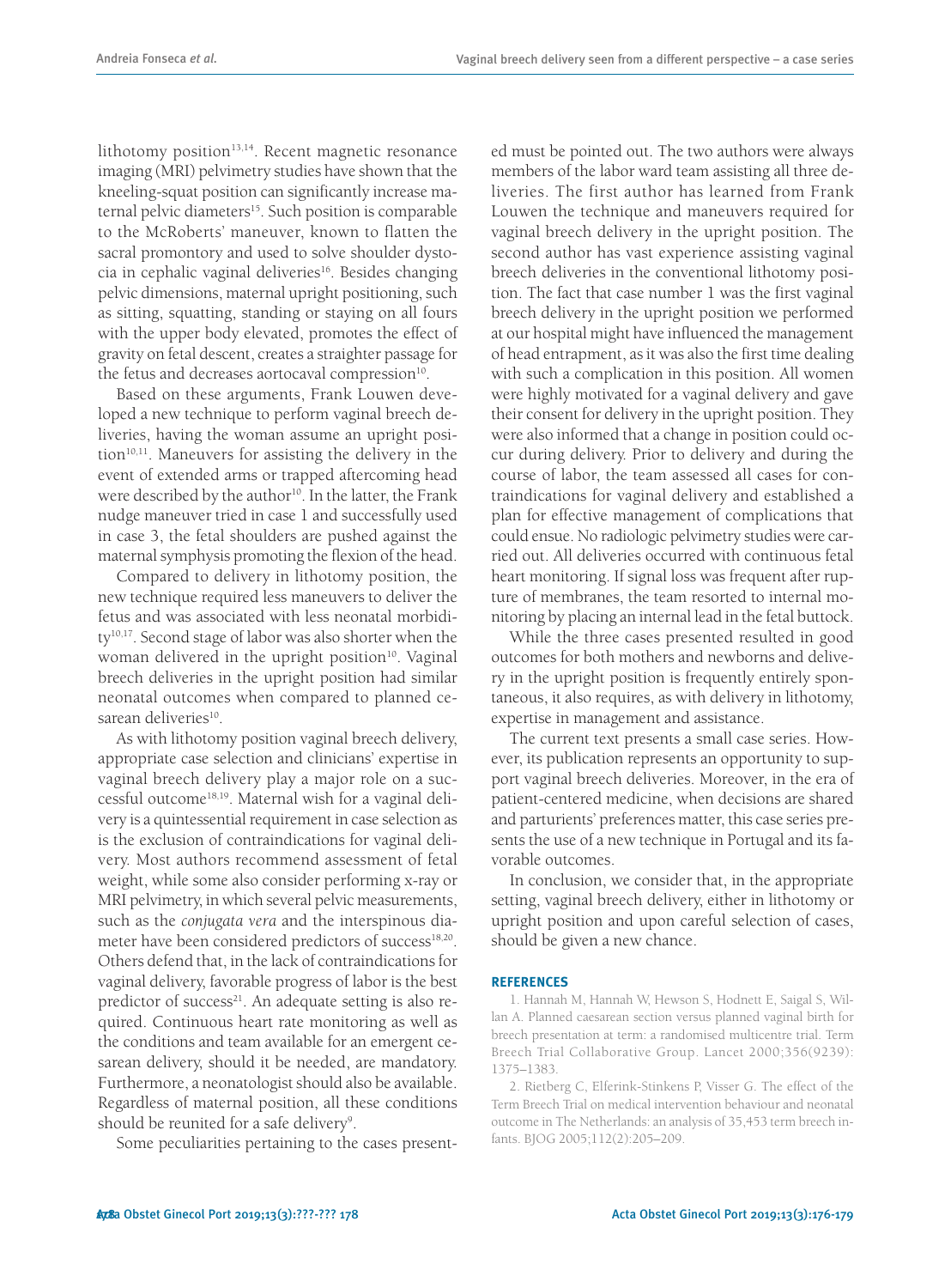lithotomy position[13,14]. Recent magnetic resonance imaging (MRI) pelvimetry studies have shown that the kneeling-squat position can significantly increase maternal pelvic diameters[15]. Such position is comparable to the McRoberts' maneuver, known to flatten the sacral promontory and used to solve shoulder dystocia in cephalic vaginal deliveries[16]. Besides changing pelvic dimensions, maternal upright positioning, such as sitting, squatting, standing or staying on all fours with the upper body elevated, promotes the effect of gravity on fetal descent, creates a straighter passage for the fetus and decreases aortocaval compression[10].

Based on these arguments, Frank Louwen developed a new technique to perform vaginal breech deliveries, having the woman assume an upright position[10,11]. Maneuvers for assisting the delivery in the event of extended arms or trapped aftercoming head were described by the author[10]. In the latter, the Frank nudge maneuver tried in case 1 and successfully used in case 3, the fetal shoulders are pushed against the maternal symphysis promoting the flexion of the head.

Compared to delivery in lithotomy position, the new technique required less maneuvers to deliver the fetus and was associated with less neonatal morbidity[10,17]. Second stage of labor was also shorter when the woman delivered in the upright position[10]. Vaginal breech deliveries in the upright position had similar neonatal outcomes when compared to planned cesarean deliveries[10].

As with lithotomy position vaginal breech delivery, appropriate case selection and clinicians' expertise in vaginal breech delivery play a major role on a successful outcome[18,19]. Maternal wish for a vaginal delivery is a quintessential requirement in case selection as is the exclusion of contraindications for vaginal delivery. Most authors recommend assessment of fetal weight, while some also consider performing x-ray or MRI pelvimetry, in which several pelvic measurements, such as the *conjugata vera* and the interspinous diameter have been considered predictors of success[18,20]. Others defend that, in the lack of contraindications for vaginal delivery, favorable progress of labor is the best predictor of success[21]. An adequate setting is also required. Continuous heart rate monitoring as well as the conditions and team available for an emergent cesarean delivery, should it be needed, are mandatory. Furthermore, a neonatologist should also be available. Regardless of maternal position, all these conditions should be reunited for a safe delivery[9].

Some peculiarities pertaining to the cases presented must be pointed out. The two authors were always members of the labor ward team assisting all three deliveries. The first author has learned from Frank Louwen the technique and maneuvers required for vaginal breech delivery in the upright position. The second author has vast experience assisting vaginal breech deliveries in the conventional lithotomy position. The fact that case number 1 was the first vaginal breech delivery in the upright position we performed at our hospital might have influenced the management of head entrapment, as it was also the first time dealing with such a complication in this position. All women were highly motivated for a vaginal delivery and gave their consent for delivery in the upright position. They were also informed that a change in position could occur during delivery. Prior to delivery and during the course of labor, the team assessed all cases for contraindications for vaginal delivery and established a plan for effective management of complications that could ensue. No radiologic pelvimetry studies were carried out. All deliveries occurred with continuous fetal heart monitoring. If signal loss was frequent after rupture of membranes, the team resorted to internal monitoring by placing an internal lead in the fetal buttock.

While the three cases presented resulted in good outcomes for both mothers and newborns and delivery in the upright position is frequently entirely spontaneous, it also requires, as with delivery in lithotomy, expertise in management and assistance.

The current text presents a small case series. However, its publication represents an opportunity to support vaginal breech deliveries. Moreover, in the era of patient-centered medicine, when decisions are shared and parturients' preferences matter, this case series presents the use of a new technique in Portugal and its favorable outcomes.

In conclusion, we consider that, in the appropriate setting, vaginal breech delivery, either in lithotomy or upright position and upon careful selection of cases, should be given a new chance.

## REFERENCES

1. Hannah M, Hannah W, Hewson S, Hodnett E, Saigal S, Willan A. Planned caesarean section versus planned vaginal birth for breech presentation at term: a randomised multicentre trial. Term Breech Trial Collaborative Group. Lancet 2000;356(9239): 1375–1383.

2. Rietberg C, Elferink-Stinkens P, Visser G. The effect of the Term Breech Trial on medical intervention behaviour and neonatal outcome in The Netherlands: an analysis of 35,453 term breech infants. BJOG 2005;112(2):205–209.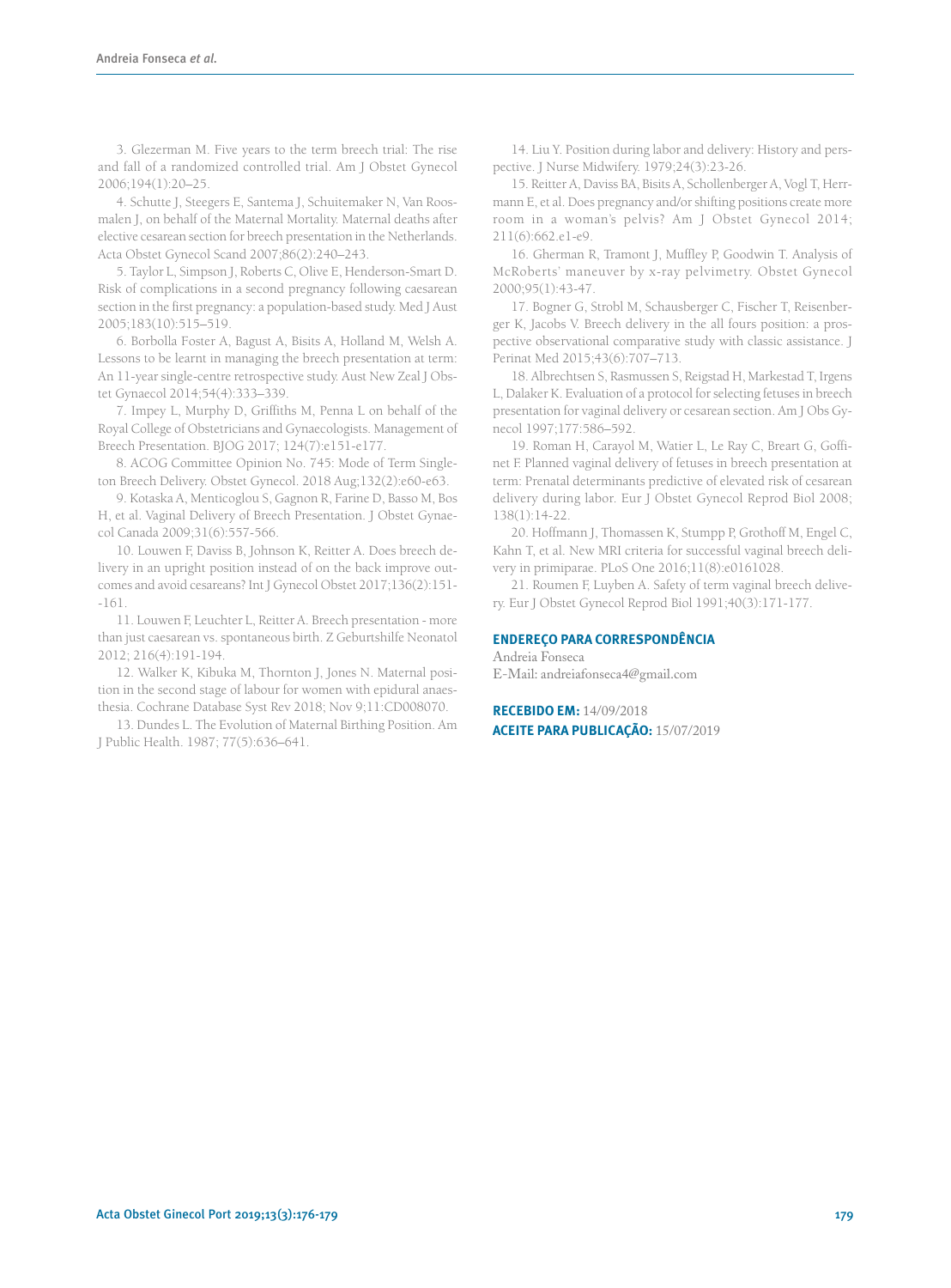3. Glezerman M. Five years to the term breech trial: The rise and fall of a randomized controlled trial. Am J Obstet Gynecol 2006;194(1):20–25.

4. Schutte J, Steegers E, Santema J, Schuitemaker N, Van Roosmalen J, on behalf of the Maternal Mortality. Maternal deaths after elective cesarean section for breech presentation in the Netherlands. Acta Obstet Gynecol Scand 2007;86(2):240–243.

5. Taylor L, Simpson J, Roberts C, Olive E, Henderson-Smart D. Risk of complications in a second pregnancy following caesarean section in the first pregnancy: a population-based study. Med J Aust 2005;183(10):515–519.

6. Borbolla Foster A, Bagust A, Bisits A, Holland M, Welsh A. Lessons to be learnt in managing the breech presentation at term: An 11-year single-centre retrospective study. Aust New Zeal J Obstet Gynaecol 2014;54(4):333–339.

7. Impey L, Murphy D, Griffiths M, Penna L on behalf of the Royal College of Obstetricians and Gynaecologists. Management of Breech Presentation. BJOG 2017; 124(7):e151-e177.

8. ACOG Committee Opinion No. 745: Mode of Term Singleton Breech Delivery. Obstet Gynecol. 2018 Aug;132(2):e60-e63.

9. Kotaska A, Menticoglou S, Gagnon R, Farine D, Basso M, Bos H, et al. Vaginal Delivery of Breech Presentation. J Obstet Gynaecol Canada 2009;31(6):557-566.

10. Louwen F, Daviss B, Johnson K, Reitter A. Does breech delivery in an upright position instead of on the back improve outcomes and avoid cesareans? Int J Gynecol Obstet 2017;136(2):151--161.

11. Louwen F, Leuchter L, Reitter A. Breech presentation - more than just caesarean vs. spontaneous birth. Z Geburtshilfe Neonatol 2012; 216(4):191-194.

12. Walker K, Kibuka M, Thornton J, Jones N. Maternal position in the second stage of labour for women with epidural anaesthesia. Cochrane Database Syst Rev 2018; Nov 9;11:CD008070.

13. Dundes L. The Evolution of Maternal Birthing Position. Am J Public Health. 1987; 77(5):636–641.

14. Liu Y. Position during labor and delivery: History and perspective. J Nurse Midwifery. 1979;24(3):23-26.

15. Reitter A, Daviss BA, Bisits A, Schollenberger A, Vogl T, Herrmann E, et al. Does pregnancy and/or shifting positions create more room in a woman's pelvis? Am J Obstet Gynecol 2014; 211(6):662.e1-e9.

16. Gherman R, Tramont J, Muffley P, Goodwin T. Analysis of McRoberts' maneuver by x-ray pelvimetry. Obstet Gynecol 2000;95(1):43-47.

17. Bogner G, Strobl M, Schausberger C, Fischer T, Reisenberger K, Jacobs V. Breech delivery in the all fours position: a prospective observational comparative study with classic assistance. J Perinat Med 2015;43(6):707–713.

18. Albrechtsen S, Rasmussen S, Reigstad H, Markestad T, Irgens L, Dalaker K. Evaluation of a protocol for selecting fetuses in breech presentation for vaginal delivery or cesarean section. Am J Obs Gynecol 1997;177:586–592.

19. Roman H, Carayol M, Watier L, Le Ray C, Breart G, Goffinet F. Planned vaginal delivery of fetuses in breech presentation at term: Prenatal determinants predictive of elevated risk of cesarean delivery during labor. Eur J Obstet Gynecol Reprod Biol 2008; 138(1):14-22.

20. Hoffmann J, Thomassen K, Stumpp P, Grothoff M, Engel C, Kahn T, et al. New MRI criteria for successful vaginal breech delivery in primiparae. PLoS One 2016;11(8):e0161028.

21. Roumen F, Luyben A. Safety of term vaginal breech delivery. Eur J Obstet Gynecol Reprod Biol 1991;40(3):171-177.

**ENDEREÇO PARA CORRESPONDÊNCIA**

Andreia Fonseca
E-Mail: andreiafonseca4@gmail.com

**RECEBIDO EM:** 14/09/2018
**ACEITE PARA PUBLICAÇÃO:** 15/07/2019